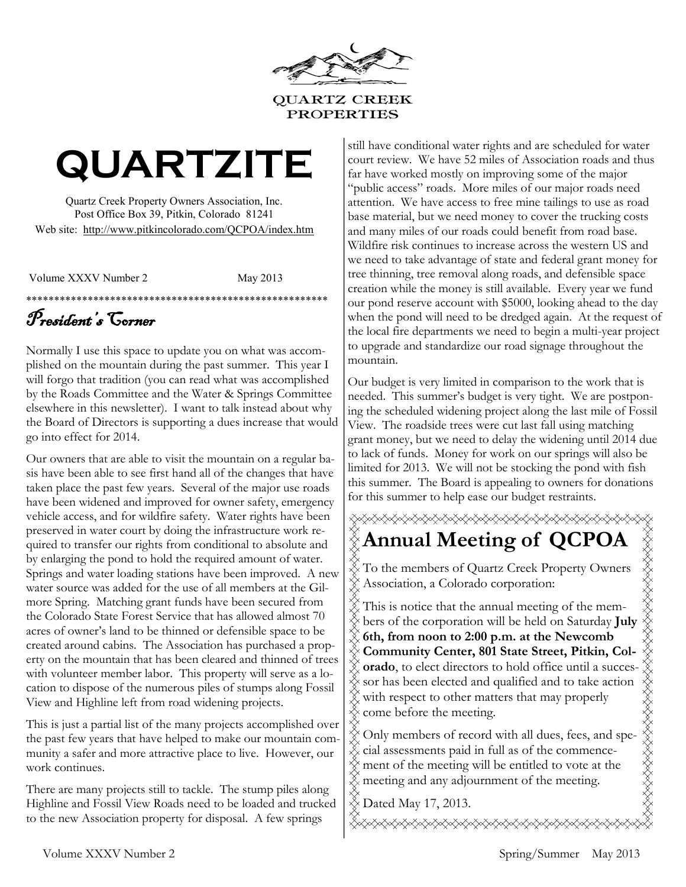QUARTZ CREEK PROPERTIES

# QUARTZITE

Quartz Creek Property Owners Association, Inc.
Post Office Box 39, Pitkin, Colorado 81241
Web site: http://www.pitkincolorado.com/QCPOA/index.htm

Volume XXXV Number 2 May 2013

*******************************************************

## President's Corner

Normally I use this space to update you on what was accomplished on the mountain during the past summer. This year I will forgo that tradition (you can read what was accomplished by the Roads Committee and the Water & Springs Committee elsewhere in this newsletter). I want to talk instead about why the Board of Directors is supporting a dues increase that would go into effect for 2014.

Our owners that are able to visit the mountain on a regular basis have been able to see first hand all of the changes that have taken place the past few years. Several of the major use roads have been widened and improved for owner safety, emergency vehicle access, and for wildfire safety. Water rights have been preserved in water court by doing the infrastructure work required to transfer our rights from conditional to absolute and by enlarging the pond to hold the required amount of water. Springs and water loading stations have been improved. A new water source was added for the use of all members at the Gilmore Spring. Matching grant funds have been secured from the Colorado State Forest Service that has allowed almost 70 acres of owner's land to be thinned or defensible space to be created around cabins. The Association has purchased a property on the mountain that has been cleared and thinned of trees with volunteer member labor. This property will serve as a location to dispose of the numerous piles of stumps along Fossil View and Highline left from road widening projects.

This is just a partial list of the many projects accomplished over the past few years that have helped to make our mountain community a safer and more attractive place to live. However, our work continues.

There are many projects still to tackle. The stump piles along Highline and Fossil View Roads need to be loaded and trucked to the new Association property for disposal. A few springs still have conditional water rights and are scheduled for water court review. We have 52 miles of Association roads and thus far have worked mostly on improving some of the major "public access" roads. More miles of our major roads need attention. We have access to free mine tailings to use as road base material, but we need money to cover the trucking costs and many miles of our roads could benefit from road base. Wildfire risk continues to increase across the western US and we need to take advantage of state and federal grant money for tree thinning, tree removal along roads, and defensible space creation while the money is still available. Every year we fund our pond reserve account with $5000, looking ahead to the day when the pond will need to be dredged again. At the request of the local fire departments we need to begin a multi-year project to upgrade and standardize our road signage throughout the mountain.

Our budget is very limited in comparison to the work that is needed. This summer's budget is very tight. We are postponing the scheduled widening project along the last mile of Fossil View. The roadside trees were cut last fall using matching grant money, but we need to delay the widening until 2014 due to lack of funds. Money for work on our springs will also be limited for 2013. We will not be stocking the pond with fish this summer. The Board is appealing to owners for donations for this summer to help ease our budget restraints.

## Annual Meeting of QCPOA

To the members of Quartz Creek Property Owners Association, a Colorado corporation:

This is notice that the annual meeting of the members of the corporation will be held on Saturday **July 6th, from noon to 2:00 p.m. at the Newcomb Community Center, 801 State Street, Pitkin, Colorado**, to elect directors to hold office until a successor has been elected and qualified and to take action with respect to other matters that may properly come before the meeting.

Only members of record with all dues, fees, and special assessments paid in full as of the commencement of the meeting will be entitled to vote at the meeting and any adjournment of the meeting.

Dated May 17, 2013.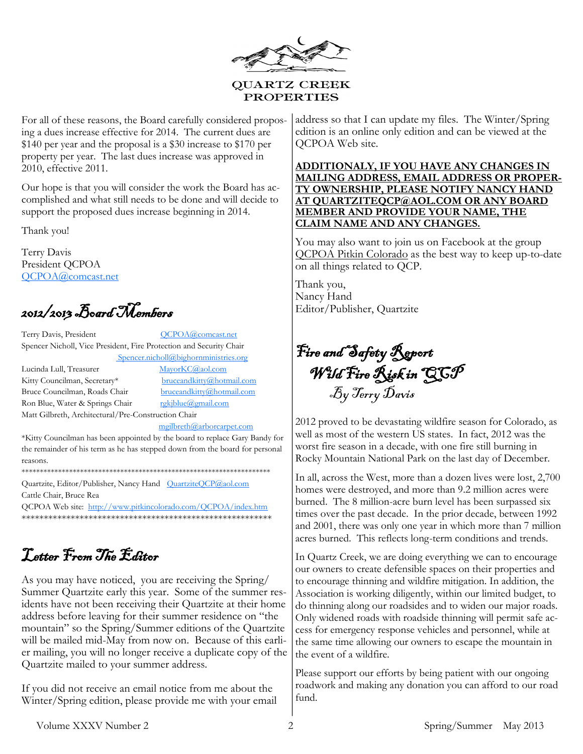QUARTZ CREEK PROPERTIES

For all of these reasons, the Board carefully considered proposing a dues increase effective for 2014. The current dues are $140 per year and the proposal is a $30 increase to $170 per property per year. The last dues increase was approved in 2010, effective 2011.

Our hope is that you will consider the work the Board has accomplished and what still needs to be done and will decide to support the proposed dues increase beginning in 2014.

Thank you!

Terry Davis
President QCPOA
QCPOA@comcast.net

## 2012/2013 Board Members

Terry Davis, President QCPOA@comcast.net
Spencer Nicholl, Vice President, Fire Protection and Security Chair Spencer.nicholl@bighornministries.org
Lucinda Lull, Treasurer MayorKC@aol.com
Kitty Councilman, Secretary* bruceandkitty@hotmail.com
Bruce Councilman, Roads Chair bruceandkitty@hotmail.com
Ron Blue, Water & Springs Chair rgkjblue@gmail.com
Matt Gilbreth, Architectural/Pre-Construction Chair mgilbreth@arborcarpet.com

*Kitty Councilman has been appointed by the board to replace Gary Bandy for the remainder of his term as he has stepped down from the board for personal reasons.

******************************************************************

Quartzite, Editor/Publisher, Nancy Hand QuartziteQCP@aol.com
Cattle Chair, Bruce Rea
QCPOA Web site: http://www.pitkincolorado.com/QCPOA/index.htm

******************************************************************

## Letter From The Editor

As you may have noticed, you are receiving the Spring/ Summer Quartzite early this year. Some of the summer residents have not been receiving their Quartzite at their home address before leaving for their summer residence on "the mountain" so the Spring/Summer editions of the Quartzite will be mailed mid-May from now on. Because of this earlier mailing, you will no longer receive a duplicate copy of the Quartzite mailed to your summer address.

If you did not receive an email notice from me about the Winter/Spring edition, please provide me with your email address so that I can update my files. The Winter/Spring edition is an online only edition and can be viewed at the QCPOA Web site.

**ADDITIONALY, IF YOU HAVE ANY CHANGES IN MAILING ADDRESS, EMAIL ADDRESS OR PROPERTY OWNERSHIP, PLEASE NOTIFY NANCY HAND AT QUARTZITEQCP@AOL.COM OR ANY BOARD MEMBER AND PROVIDE YOUR NAME, THE CLAIM NAME AND ANY CHANGES.**

You may also want to join us on Facebook at the group QCPOA Pitkin Colorado as the best way to keep up-to-date on all things related to QCP.

Thank you,
Nancy Hand
Editor/Publisher, Quartzite

## Fire and Safety Report
### Wild Fire Risk in QCP
*By Terry Davis*

2012 proved to be devastating wildfire season for Colorado, as well as most of the western US states. In fact, 2012 was the worst fire season in a decade, with one fire still burning in Rocky Mountain National Park on the last day of December.

In all, across the West, more than a dozen lives were lost, 2,700 homes were destroyed, and more than 9.2 million acres were burned. The 8 million-acre burn level has been surpassed six times over the past decade. In the prior decade, between 1992 and 2001, there was only one year in which more than 7 million acres burned. This reflects long-term conditions and trends.

In Quartz Creek, we are doing everything we can to encourage our owners to create defensible spaces on their properties and to encourage thinning and wildfire mitigation. In addition, the Association is working diligently, within our limited budget, to do thinning along our roadsides and to widen our major roads. Only widened roads with roadside thinning will permit safe access for emergency response vehicles and personnel, while at the same time allowing our owners to escape the mountain in the event of a wildfire.

Please support our efforts by being patient with our ongoing roadwork and making any donation you can afford to our road fund.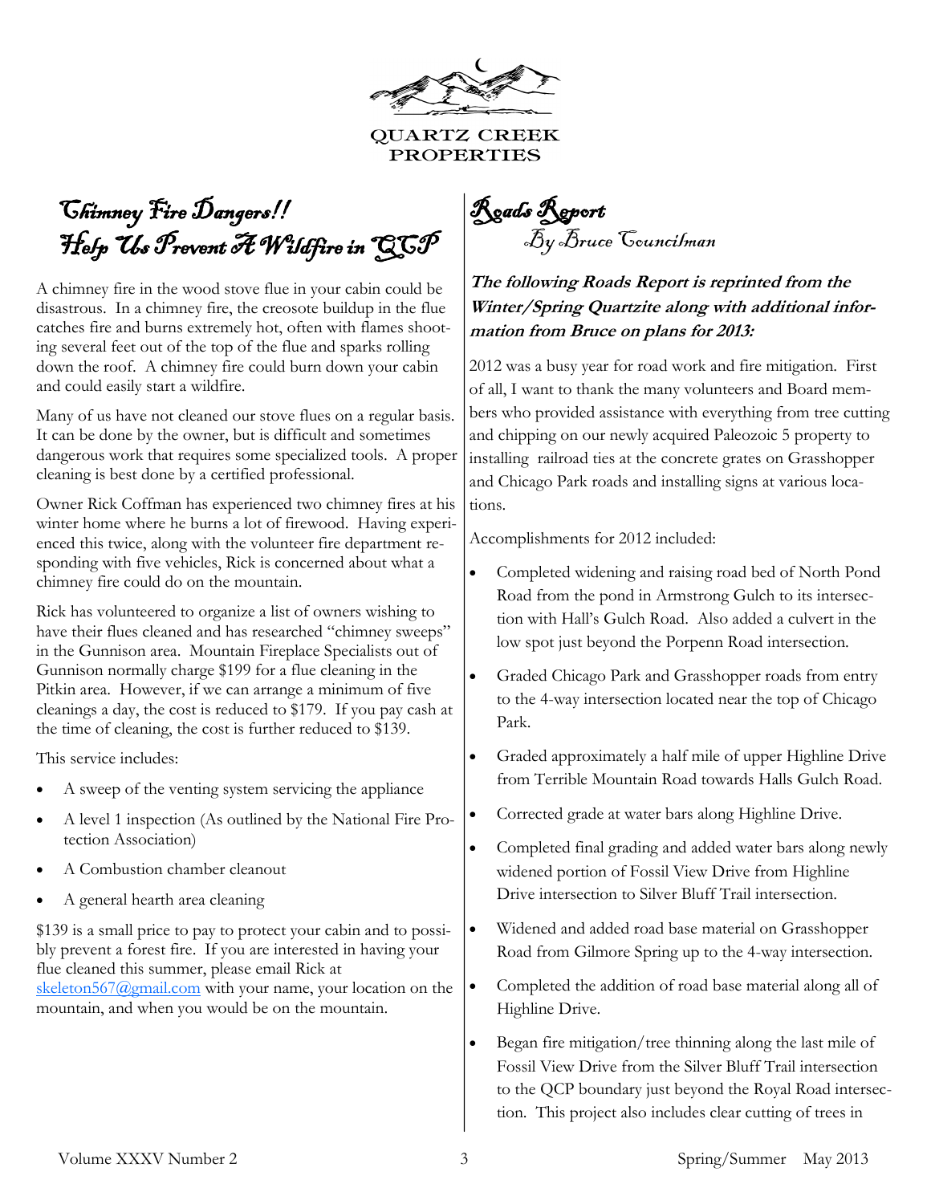QUARTZ CREEK PROPERTIES

# Chimney Fire Dangers!! Help Us Prevent A Wildfire in QCP

A chimney fire in the wood stove flue in your cabin could be disastrous. In a chimney fire, the creosote buildup in the flue catches fire and burns extremely hot, often with flames shooting several feet out of the top of the flue and sparks rolling down the roof. A chimney fire could burn down your cabin and could easily start a wildfire.

Many of us have not cleaned our stove flues on a regular basis. It can be done by the owner, but is difficult and sometimes dangerous work that requires some specialized tools. A proper cleaning is best done by a certified professional.

Owner Rick Coffman has experienced two chimney fires at his winter home where he burns a lot of firewood. Having experienced this twice, along with the volunteer fire department responding with five vehicles, Rick is concerned about what a chimney fire could do on the mountain.

Rick has volunteered to organize a list of owners wishing to have their flues cleaned and has researched "chimney sweeps" in the Gunnison area. Mountain Fireplace Specialists out of Gunnison normally charge $199 for a flue cleaning in the Pitkin area. However, if we can arrange a minimum of five cleanings a day, the cost is reduced to $179. If you pay cash at the time of cleaning, the cost is further reduced to $139.

This service includes:

- A sweep of the venting system servicing the appliance
- A level 1 inspection (As outlined by the National Fire Protection Association)
- A Combustion chamber cleanout
- A general hearth area cleaning

$139 is a small price to pay to protect your cabin and to possibly prevent a forest fire. If you are interested in having your flue cleaned this summer, please email Rick at skeleton567@gmail.com with your name, your location on the mountain, and when you would be on the mountain.

# Roads Report

*By Bruce Councilman*

***The following Roads Report is reprinted from the Winter/Spring Quartzite along with additional information from Bruce on plans for 2013:***

2012 was a busy year for road work and fire mitigation. First of all, I want to thank the many volunteers and Board members who provided assistance with everything from tree cutting and chipping on our newly acquired Paleozoic 5 property to installing railroad ties at the concrete grates on Grasshopper and Chicago Park roads and installing signs at various locations.

Accomplishments for 2012 included:

- Completed widening and raising road bed of North Pond Road from the pond in Armstrong Gulch to its intersection with Hall's Gulch Road. Also added a culvert in the low spot just beyond the Porpenn Road intersection.
- Graded Chicago Park and Grasshopper roads from entry to the 4-way intersection located near the top of Chicago Park.
- Graded approximately a half mile of upper Highline Drive from Terrible Mountain Road towards Halls Gulch Road.
- Corrected grade at water bars along Highline Drive.
- Completed final grading and added water bars along newly widened portion of Fossil View Drive from Highline Drive intersection to Silver Bluff Trail intersection.
- Widened and added road base material on Grasshopper Road from Gilmore Spring up to the 4-way intersection.
- Completed the addition of road base material along all of Highline Drive.
- Began fire mitigation/tree thinning along the last mile of Fossil View Drive from the Silver Bluff Trail intersection to the QCP boundary just beyond the Royal Road intersection. This project also includes clear cutting of trees in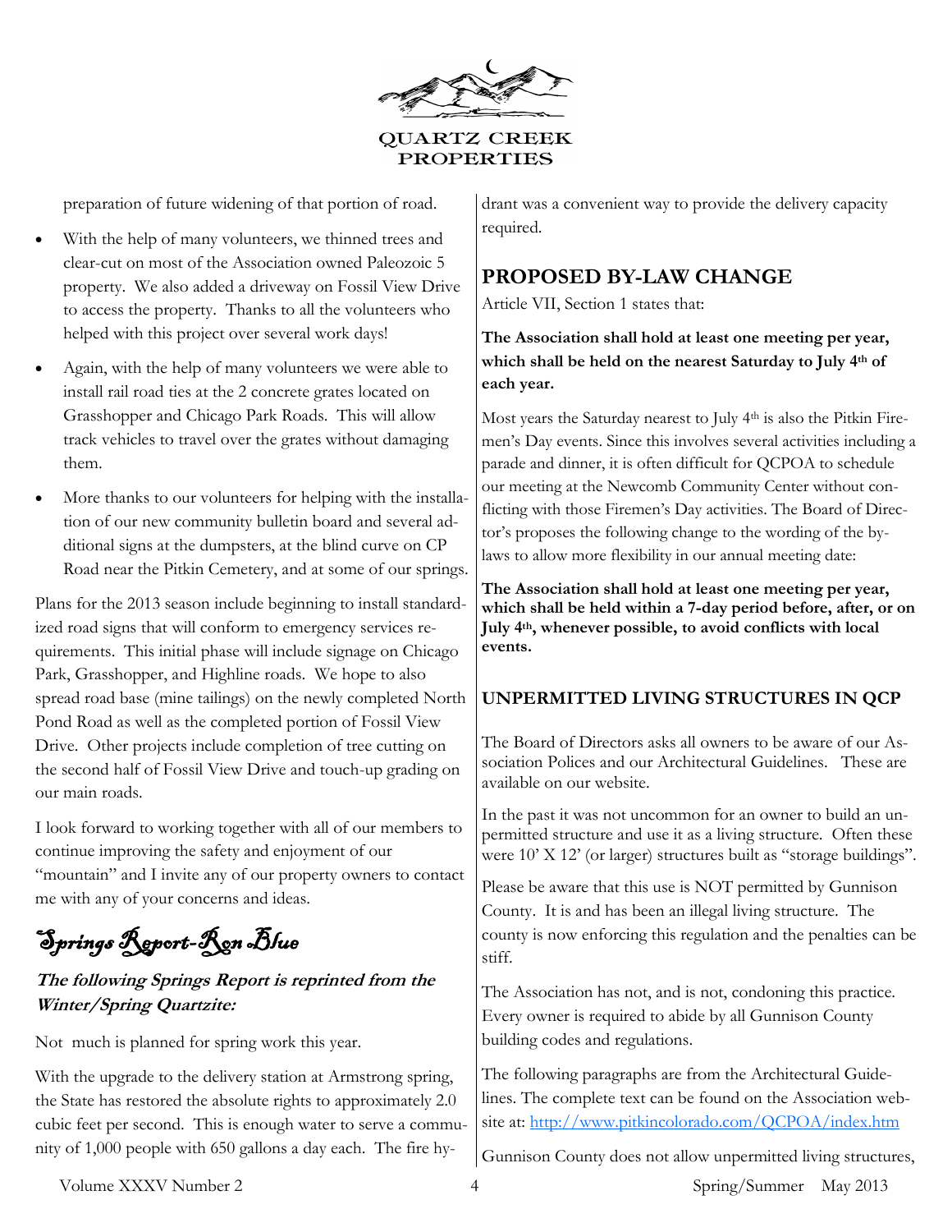preparation of future widening of that portion of road.

- With the help of many volunteers, we thinned trees and clear-cut on most of the Association owned Paleozoic 5 property. We also added a driveway on Fossil View Drive to access the property. Thanks to all the volunteers who helped with this project over several work days!
- Again, with the help of many volunteers we were able to install rail road ties at the 2 concrete grates located on Grasshopper and Chicago Park Roads. This will allow track vehicles to travel over the grates without damaging them.
- More thanks to our volunteers for helping with the installation of our new community bulletin board and several additional signs at the dumpsters, at the blind curve on CP Road near the Pitkin Cemetery, and at some of our springs.

Plans for the 2013 season include beginning to install standardized road signs that will conform to emergency services requirements. This initial phase will include signage on Chicago Park, Grasshopper, and Highline roads. We hope to also spread road base (mine tailings) on the newly completed North Pond Road as well as the completed portion of Fossil View Drive. Other projects include completion of tree cutting on the second half of Fossil View Drive and touch-up grading on our main roads.

I look forward to working together with all of our members to continue improving the safety and enjoyment of our "mountain" and I invite any of our property owners to contact me with any of your concerns and ideas.

## Springs Report-Ron Blue

***The following Springs Report is reprinted from the Winter/Spring Quartzite:***

Not much is planned for spring work this year.

With the upgrade to the delivery station at Armstrong spring, the State has restored the absolute rights to approximately 2.0 cubic feet per second. This is enough water to serve a community of 1,000 people with 650 gallons a day each. The fire hydrant was a convenient way to provide the delivery capacity required.

## PROPOSED BY-LAW CHANGE

Article VII, Section 1 states that:

**The Association shall hold at least one meeting per year, which shall be held on the nearest Saturday to July 4th of each year.**

Most years the Saturday nearest to July 4th is also the Pitkin Firemen's Day events. Since this involves several activities including a parade and dinner, it is often difficult for QCPOA to schedule our meeting at the Newcomb Community Center without conflicting with those Firemen's Day activities. The Board of Director's proposes the following change to the wording of the by-laws to allow more flexibility in our annual meeting date:

**The Association shall hold at least one meeting per year, which shall be held within a 7-day period before, after, or on July 4th, whenever possible, to avoid conflicts with local events.**

### UNPERMITTED LIVING STRUCTURES IN QCP

The Board of Directors asks all owners to be aware of our Association Polices and our Architectural Guidelines. These are available on our website.

In the past it was not uncommon for an owner to build an unpermitted structure and use it as a living structure. Often these were 10' X 12' (or larger) structures built as "storage buildings".

Please be aware that this use is NOT permitted by Gunnison County. It is and has been an illegal living structure. The county is now enforcing this regulation and the penalties can be stiff.

The Association has not, and is not, condoning this practice. Every owner is required to abide by all Gunnison County building codes and regulations.

The following paragraphs are from the Architectural Guidelines. The complete text can be found on the Association website at: [http://www.pitkincolorado.com/QCPOA/index.htm](http://www.pitkincolorado.com/QCPOA/index.htm)

Gunnison County does not allow unpermitted living structures,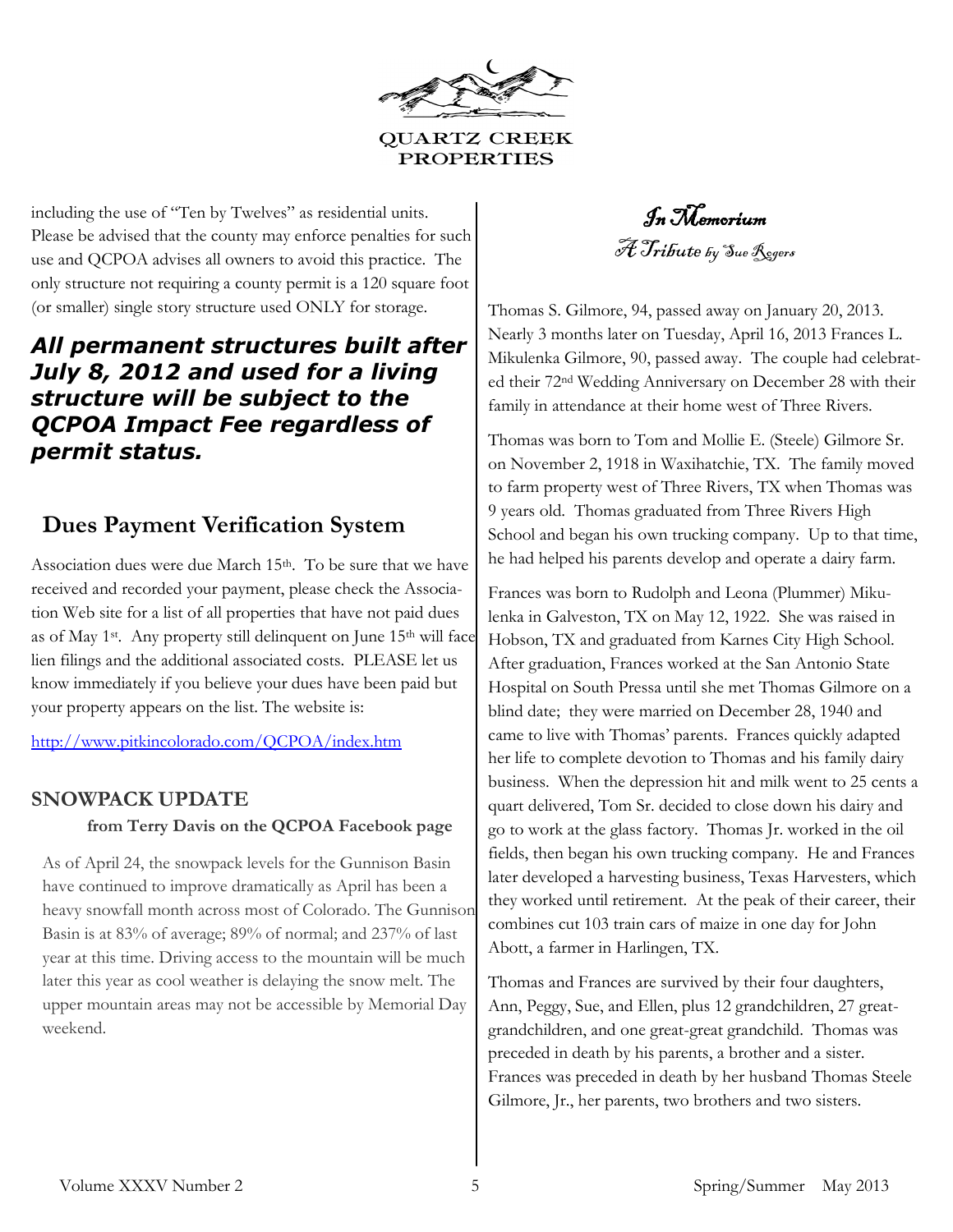including the use of "Ten by Twelves" as residential units. Please be advised that the county may enforce penalties for such use and QCPOA advises all owners to avoid this practice. The only structure not requiring a county permit is a 120 square foot (or smaller) single story structure used ONLY for storage.

***All permanent structures built after July 8, 2012 and used for a living structure will be subject to the QCPOA Impact Fee regardless of permit status.***

## Dues Payment Verification System

Association dues were due March 15th. To be sure that we have received and recorded your payment, please check the Association Web site for a list of all properties that have not paid dues as of May 1st. Any property still delinquent on June 15th will face lien filings and the additional associated costs. PLEASE let us know immediately if you believe your dues have been paid but your property appears on the list. The website is:

http://www.pitkincolorado.com/QCPOA/index.htm

## SNOWPACK UPDATE

**from Terry Davis on the QCPOA Facebook page**

As of April 24, the snowpack levels for the Gunnison Basin have continued to improve dramatically as April has been a heavy snowfall month across most of Colorado. The Gunnison Basin is at 83% of average; 89% of normal; and 237% of last year at this time. Driving access to the mountain will be much later this year as cool weather is delaying the snow melt. The upper mountain areas may not be accessible by Memorial Day weekend.

## *In Memorium*

*A Tribute by Sue Rogers*

Thomas S. Gilmore, 94, passed away on January 20, 2013. Nearly 3 months later on Tuesday, April 16, 2013 Frances L. Mikulenka Gilmore, 90, passed away. The couple had celebrated their 72nd Wedding Anniversary on December 28 with their family in attendance at their home west of Three Rivers.

Thomas was born to Tom and Mollie E. (Steele) Gilmore Sr. on November 2, 1918 in Waxihatchie, TX. The family moved to farm property west of Three Rivers, TX when Thomas was 9 years old. Thomas graduated from Three Rivers High School and began his own trucking company. Up to that time, he had helped his parents develop and operate a dairy farm.

Frances was born to Rudolph and Leona (Plummer) Mikulenka in Galveston, TX on May 12, 1922. She was raised in Hobson, TX and graduated from Karnes City High School. After graduation, Frances worked at the San Antonio State Hospital on South Pressa until she met Thomas Gilmore on a blind date; they were married on December 28, 1940 and came to live with Thomas' parents. Frances quickly adapted her life to complete devotion to Thomas and his family dairy business. When the depression hit and milk went to 25 cents a quart delivered, Tom Sr. decided to close down his dairy and go to work at the glass factory. Thomas Jr. worked in the oil fields, then began his own trucking company. He and Frances later developed a harvesting business, Texas Harvesters, which they worked until retirement. At the peak of their career, their combines cut 103 train cars of maize in one day for John Abott, a farmer in Harlingen, TX.

Thomas and Frances are survived by their four daughters, Ann, Peggy, Sue, and Ellen, plus 12 grandchildren, 27 great-grandchildren, and one great-great grandchild. Thomas was preceded in death by his parents, a brother and a sister. Frances was preceded in death by her husband Thomas Steele Gilmore, Jr., her parents, two brothers and two sisters.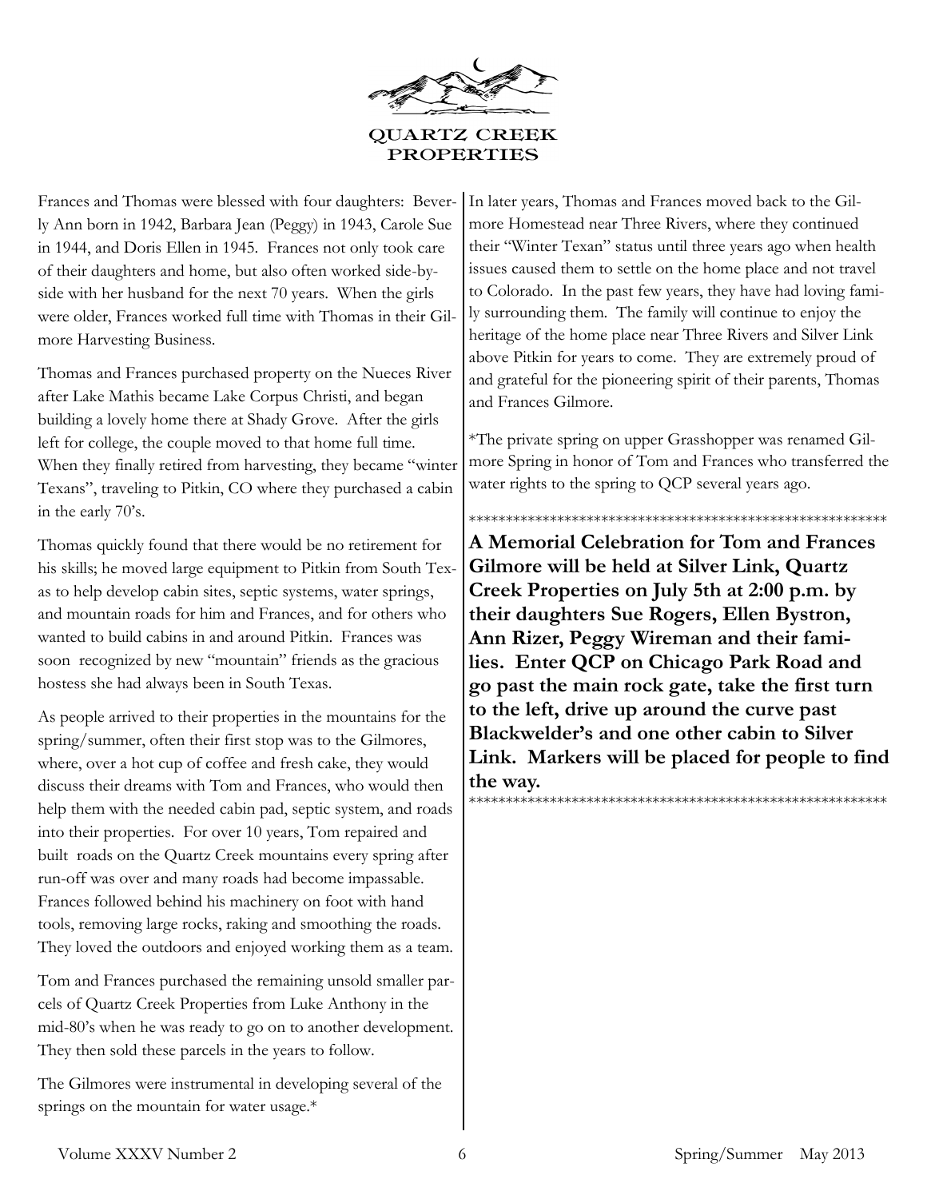QUARTZ CREEK PROPERTIES

Frances and Thomas were blessed with four daughters: Beverly Ann born in 1942, Barbara Jean (Peggy) in 1943, Carole Sue in 1944, and Doris Ellen in 1945. Frances not only took care of their daughters and home, but also often worked side-by-side with her husband for the next 70 years. When the girls were older, Frances worked full time with Thomas in their Gilmore Harvesting Business.

Thomas and Frances purchased property on the Nueces River after Lake Mathis became Lake Corpus Christi, and began building a lovely home there at Shady Grove. After the girls left for college, the couple moved to that home full time. When they finally retired from harvesting, they became "winter Texans", traveling to Pitkin, CO where they purchased a cabin in the early 70's.

Thomas quickly found that there would be no retirement for his skills; he moved large equipment to Pitkin from South Texas to help develop cabin sites, septic systems, water springs, and mountain roads for him and Frances, and for others who wanted to build cabins in and around Pitkin. Frances was soon recognized by new "mountain" friends as the gracious hostess she had always been in South Texas.

As people arrived to their properties in the mountains for the spring/summer, often their first stop was to the Gilmores, where, over a hot cup of coffee and fresh cake, they would discuss their dreams with Tom and Frances, who would then help them with the needed cabin pad, septic system, and roads into their properties. For over 10 years, Tom repaired and built roads on the Quartz Creek mountains every spring after run-off was over and many roads had become impassable. Frances followed behind his machinery on foot with hand tools, removing large rocks, raking and smoothing the roads. They loved the outdoors and enjoyed working them as a team.

Tom and Frances purchased the remaining unsold smaller parcels of Quartz Creek Properties from Luke Anthony in the mid-80's when he was ready to go on to another development. They then sold these parcels in the years to follow.

The Gilmores were instrumental in developing several of the springs on the mountain for water usage.*

In later years, Thomas and Frances moved back to the Gilmore Homestead near Three Rivers, where they continued their "Winter Texan" status until three years ago when health issues caused them to settle on the home place and not travel to Colorado. In the past few years, they have had loving family surrounding them. The family will continue to enjoy the heritage of the home place near Three Rivers and Silver Link above Pitkin for years to come. They are extremely proud of and grateful for the pioneering spirit of their parents, Thomas and Frances Gilmore.

*The private spring on upper Grasshopper was renamed Gilmore Spring in honor of Tom and Frances who transferred the water rights to the spring to QCP several years ago.

***********************************************************

**A Memorial Celebration for Tom and Frances Gilmore will be held at Silver Link, Quartz Creek Properties on July 5th at 2:00 p.m. by their daughters Sue Rogers, Ellen Bystron, Ann Rizer, Peggy Wireman and their families. Enter QCP on Chicago Park Road and go past the main rock gate, take the first turn to the left, drive up around the curve past Blackwelder's and one other cabin to Silver Link. Markers will be placed for people to find the way.**

***********************************************************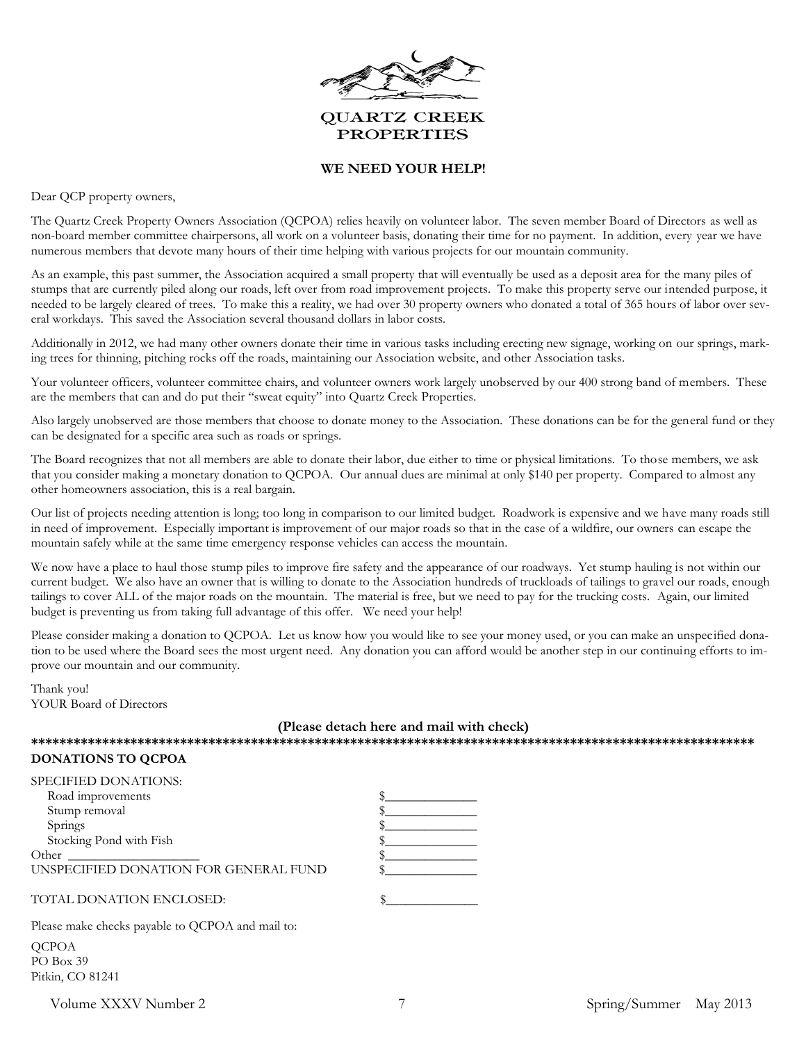QUARTZ CREEK PROPERTIES

## WE NEED YOUR HELP!

Dear QCP property owners,

The Quartz Creek Property Owners Association (QCPOA) relies heavily on volunteer labor. The seven member Board of Directors as well as non-board member committee chairpersons, all work on a volunteer basis, donating their time for no payment. In addition, every year we have numerous members that devote many hours of their time helping with various projects for our mountain community.

As an example, this past summer, the Association acquired a small property that will eventually be used as a deposit area for the many piles of stumps that are currently piled along our roads, left over from road improvement projects. To make this property serve our intended purpose, it needed to be largely cleared of trees. To make this a reality, we had over 30 property owners who donated a total of 365 hours of labor over several workdays. This saved the Association several thousand dollars in labor costs.

Additionally in 2012, we had many other owners donate their time in various tasks including erecting new signage, working on our springs, marking trees for thinning, pitching rocks off the roads, maintaining our Association website, and other Association tasks.

Your volunteer officers, volunteer committee chairs, and volunteer owners work largely unobserved by our 400 strong band of members. These are the members that can and do put their "sweat equity" into Quartz Creek Properties.

Also largely unobserved are those members that choose to donate money to the Association. These donations can be for the general fund or they can be designated for a specific area such as roads or springs.

The Board recognizes that not all members are able to donate their labor, due either to time or physical limitations. To those members, we ask that you consider making a monetary donation to QCPOA. Our annual dues are minimal at only $140 per property. Compared to almost any other homeowners association, this is a real bargain.

Our list of projects needing attention is long; too long in comparison to our limited budget. Roadwork is expensive and we have many roads still in need of improvement. Especially important is improvement of our major roads so that in the case of a wildfire, our owners can escape the mountain safely while at the same time emergency response vehicles can access the mountain.

We now have a place to haul those stump piles to improve fire safety and the appearance of our roadways. Yet stump hauling is not within our current budget. We also have an owner that is willing to donate to the Association hundreds of truckloads of tailings to gravel our roads, enough tailings to cover ALL of the major roads on the mountain. The material is free, but we need to pay for the trucking costs. Again, our limited budget is preventing us from taking full advantage of this offer. We need your help!

Please consider making a donation to QCPOA. Let us know how you would like to see your money used, or you can make an unspecified donation to be used where the Board sees the most urgent need. Any donation you can afford would be another step in our continuing efforts to improve our mountain and our community.

Thank you!
YOUR Board of Directors

**(Please detach here and mail with check)**

**\*\*\*\*\*\*\*\*\*\*\*\*\*\*\*\*\*\*\*\*\*\*\*\*\*\*\*\*\*\*\*\*\*\*\*\*\*\*\*\*\*\*\*\*\*\*\*\*\*\*\*\*\*\*\*\*\*\*\*\*\*\*\*\*\*\*\*\*\*\*\*\*\*\*\*\*\*\*\*\*\*\*\*\*\*\*\*\*\*\*\*\*\*\*\*\***

**DONATIONS TO QCPOA**

SPECIFIED DONATIONS:

- Road improvements $______________
- Stump removal $______________
- Springs $______________
- Stocking Pond with Fish $______________

Other ___________________ $______________

UNSPECIFIED DONATION FOR GENERAL FUND $______________

TOTAL DONATION ENCLOSED: $______________

Please make checks payable to QCPOA and mail to:

QCPOA
PO Box 39
Pitkin, CO 81241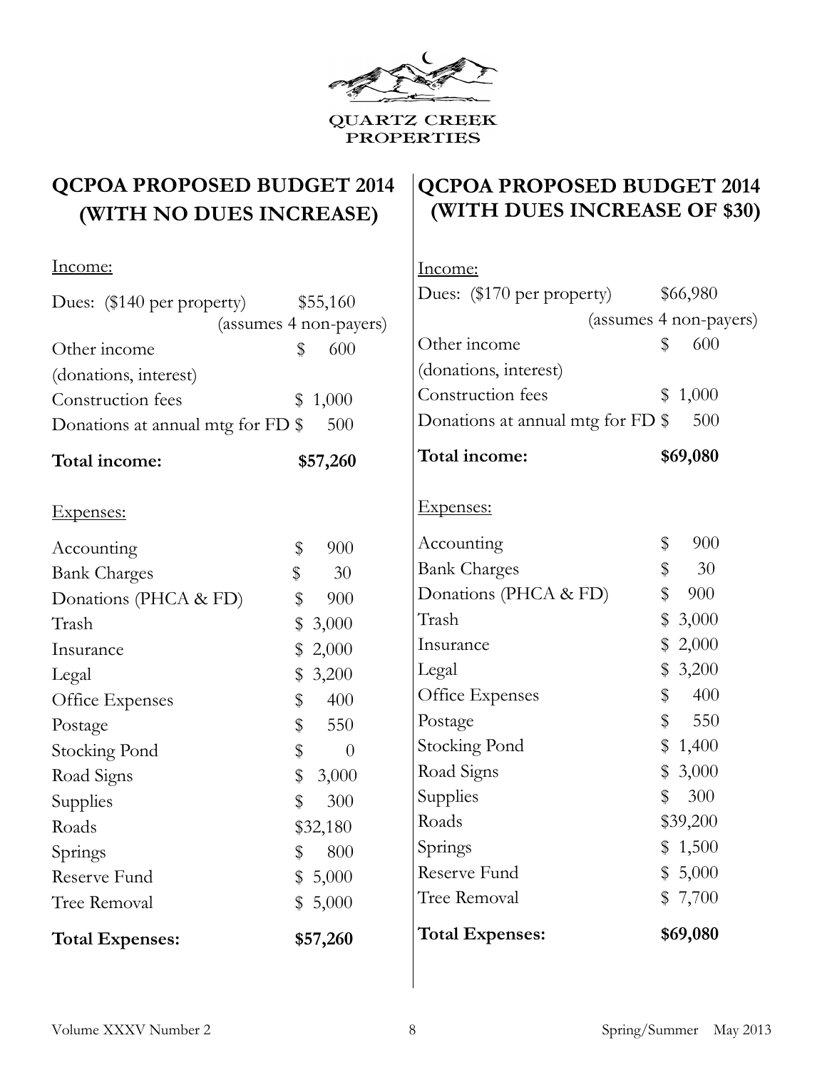QUARTZ CREEK PROPERTIES

## QCPOA PROPOSED BUDGET 2014 (WITH NO DUES INCREASE)

Income:

| | |
|---|---|
| Dues: ($140 per property) | $55,160 (assumes 4 non-payers) |
| Other income (donations, interest) | $ 600 |
| Construction fees | $ 1,000 |
| Donations at annual mtg for FD | $ 500 |
| **Total income:** | **$57,260** |

Expenses:

| | |
|---|---|
| Accounting | $ 900 |
| Bank Charges | $ 30 |
| Donations (PHCA & FD) | $ 900 |
| Trash | $ 3,000 |
| Insurance | $ 2,000 |
| Legal | $ 3,200 |
| Office Expenses | $ 400 |
| Postage | $ 550 |
| Stocking Pond | $ 0 |
| Road Signs | $ 3,000 |
| Supplies | $ 300 |
| Roads | $32,180 |
| Springs | $ 800 |
| Reserve Fund | $ 5,000 |
| Tree Removal | $ 5,000 |
| **Total Expenses:** | **$57,260** |

## QCPOA PROPOSED BUDGET 2014 (WITH DUES INCREASE OF $30)

Income:

| | |
|---|---|
| Dues: ($170 per property) | $66,980 (assumes 4 non-payers) |
| Other income (donations, interest) | $ 600 |
| Construction fees | $ 1,000 |
| Donations at annual mtg for FD | $ 500 |
| **Total income:** | **$69,080** |

Expenses:

| | |
|---|---|
| Accounting | $ 900 |
| Bank Charges | $ 30 |
| Donations (PHCA & FD) | $ 900 |
| Trash | $ 3,000 |
| Insurance | $ 2,000 |
| Legal | $ 3,200 |
| Office Expenses | $ 400 |
| Postage | $ 550 |
| Stocking Pond | $ 1,400 |
| Road Signs | $ 3,000 |
| Supplies | $ 300 |
| Roads | $39,200 |
| Springs | $ 1,500 |
| Reserve Fund | $ 5,000 |
| Tree Removal | $ 7,700 |
| **Total Expenses:** | **$69,080** |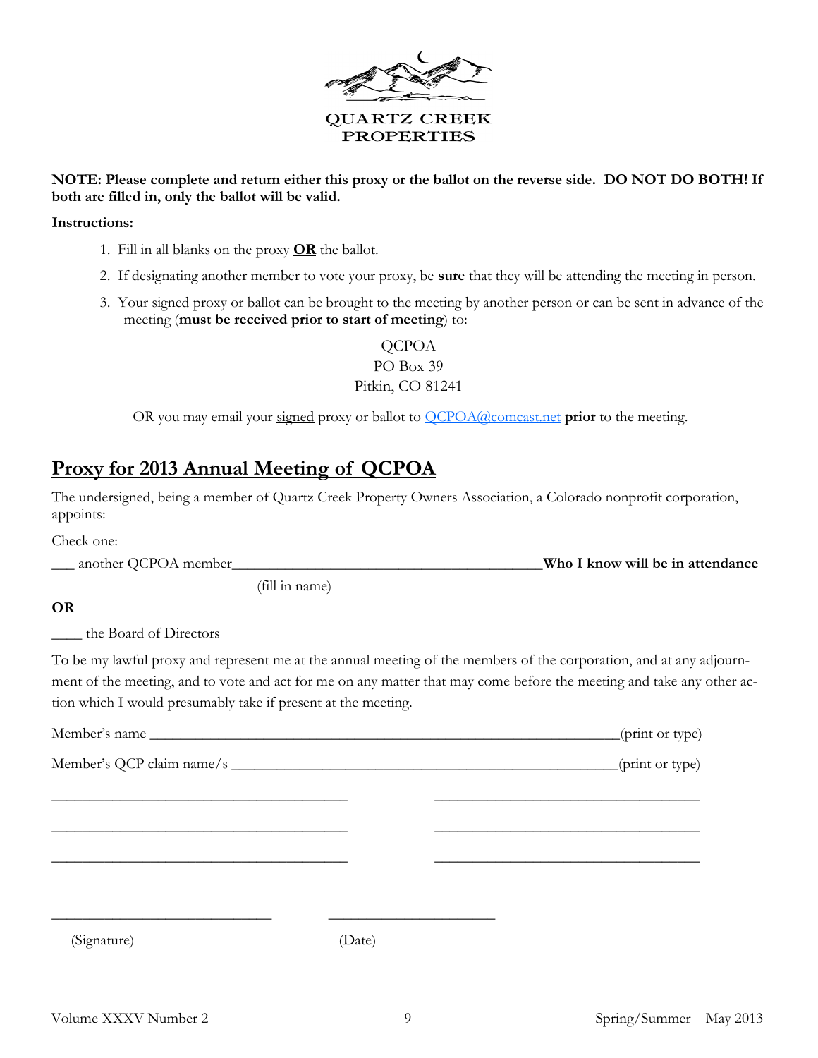QUARTZ CREEK PROPERTIES

**NOTE: Please complete and return <u>either</u> this proxy <u>or</u> the ballot on the reverse side. <u>DO NOT DO BOTH!</u> If both are filled in, only the ballot will be valid.**

**Instructions:**

1. Fill in all blanks on the proxy **<u>OR</u>** the ballot.
2. If designating another member to vote your proxy, be **sure** that they will be attending the meeting in person.
3. Your signed proxy or ballot can be brought to the meeting by another person or can be sent in advance of the meeting (**must be received prior to start of meeting**) to:

QCPOA
PO Box 39
Pitkin, CO 81241

OR you may email your <u>signed</u> proxy or ballot to QCPOA@comcast.net **prior** to the meeting.

## <u>Proxy for 2013 Annual Meeting of QCPOA</u>

The undersigned, being a member of Quartz Creek Property Owners Association, a Colorado nonprofit corporation, appoints:

Check one:

___ another QCPOA member__________________________________________**Who I know will be in attendance**
(fill in name)

**OR**

____ the Board of Directors

To be my lawful proxy and represent me at the annual meeting of the members of the corporation, and at any adjournment of the meeting, and to vote and act for me on any matter that may come before the meeting and take any other action which I would presumably take if present at the meeting.

Member's name _______________________________________________________________(print or type)

Member's QCP claim name/s ___________________________________________________(print or type)

________________________________________ ____________________________________

________________________________________ ____________________________________

________________________________________ ____________________________________

______________________________ ______________________

(Signature) (Date)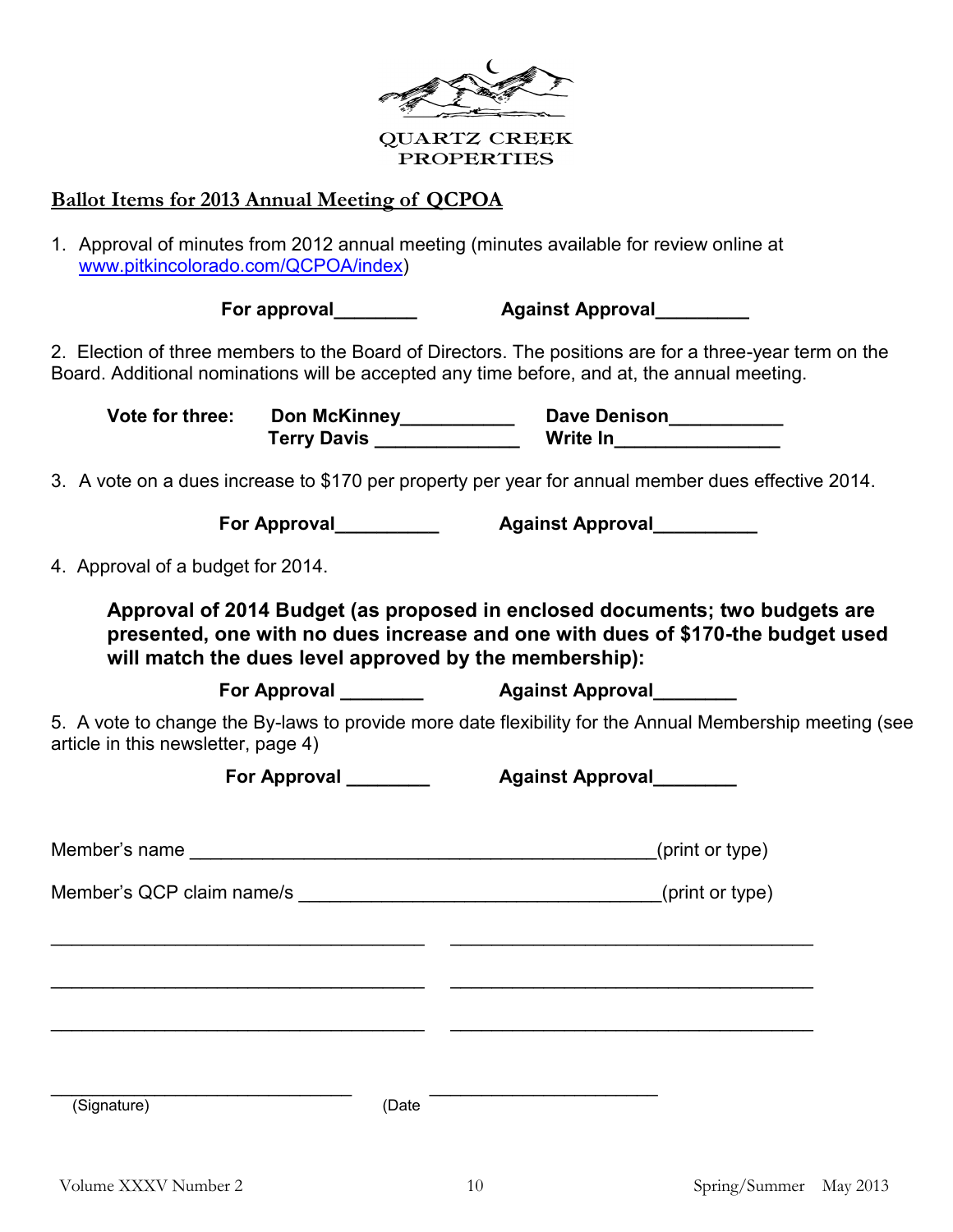QUARTZ CREEK
PROPERTIES

## Ballot Items for 2013 Annual Meeting of QCPOA

1. Approval of minutes from 2012 annual meeting (minutes available for review online at [www.pitkincolorado.com/QCPOA/index](www.pitkincolorado.com/QCPOA/index))

**For approval________ Against Approval_________**

2. Election of three members to the Board of Directors. The positions are for a three-year term on the Board. Additional nominations will be accepted any time before, and at, the annual meeting.

**Vote for three: Don McKinney___________ Dave Denison___________**
**Terry Davis _____________ Write In________________**

3. A vote on a dues increase to $170 per property per year for annual member dues effective 2014.

**For Approval__________ Against Approval__________**

4. Approval of a budget for 2014.

**Approval of 2014 Budget (as proposed in enclosed documents; two budgets are presented, one with no dues increase and one with dues of $170-the budget used will match the dues level approved by the membership):**

**For Approval ________ Against Approval________**

5. A vote to change the By-laws to provide more date flexibility for the Annual Membership meeting (see article in this newsletter, page 4)

**For Approval ________ Against Approval________**

Member's name _____________________________________________(print or type)

Member's QCP claim name/s ___________________________________(print or type)

___________________________________ ___________________________________

___________________________________ ___________________________________

___________________________________ ___________________________________

_____________________________ _______________________
(Signature) (Date